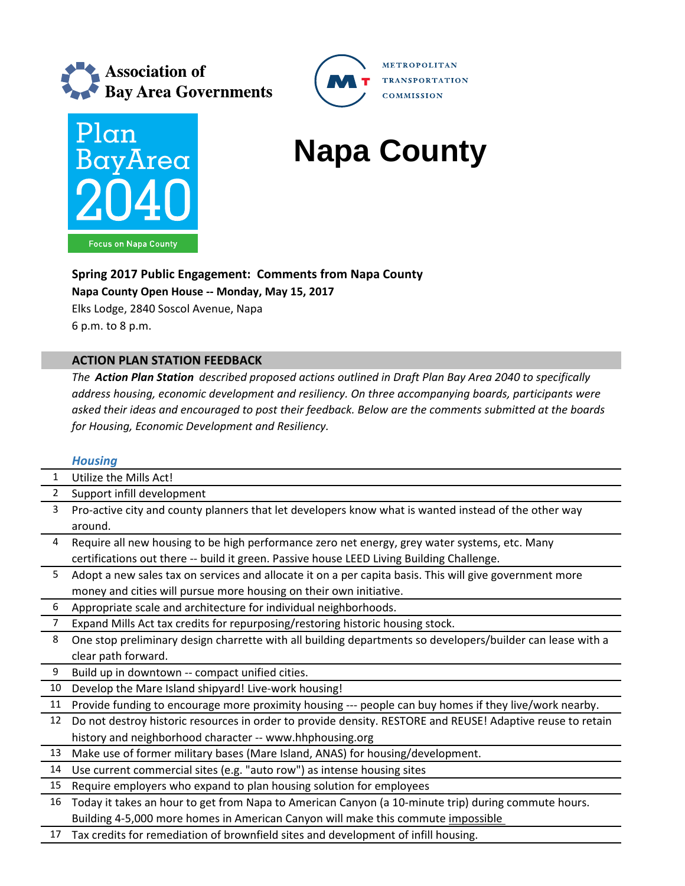Association of Bay Area Governments

METROPOLITAN TRANSPORTATION COMMISSION

Plan Bay Area 2040

Focus on Napa County

# Napa County

**Spring 2017 Public Engagement: Comments from Napa County**

**Napa County Open House -- Monday, May 15, 2017**

Elks Lodge, 2840 Soscol Avenue, Napa

6 p.m. to 8 p.m.

## ACTION PLAN STATION FEEDBACK

*The* ***Action Plan Station*** *described proposed actions outlined in Draft Plan Bay Area 2040 to specifically address housing, economic development and resiliency. On three accompanying boards, participants were asked their ideas and encouraged to post their feedback. Below are the comments submitted at the boards for Housing, Economic Development and Resiliency.*

### *Housing*

| | |
|---|---|
| 1 | Utilize the Mills Act! |
| 2 | Support infill development |
| 3 | Pro-active city and county planners that let developers know what is wanted instead of the other way around. |
| 4 | Require all new housing to be high performance zero net energy, grey water systems, etc. Many certifications out there -- build it green. Passive house LEED Living Building Challenge. |
| 5 | Adopt a new sales tax on services and allocate it on a per capita basis. This will give government more money and cities will pursue more housing on their own initiative. |
| 6 | Appropriate scale and architecture for individual neighborhoods. |
| 7 | Expand Mills Act tax credits for repurposing/restoring historic housing stock. |
| 8 | One stop preliminary design charrette with all building departments so developers/builder can lease with a clear path forward. |
| 9 | Build up in downtown -- compact unified cities. |
| 10 | Develop the Mare Island shipyard! Live-work housing! |
| 11 | Provide funding to encourage more proximity housing --- people can buy homes if they live/work nearby. |
| 12 | Do not destroy historic resources in order to provide density. RESTORE and REUSE! Adaptive reuse to retain history and neighborhood character -- www.hhphousing.org |
| 13 | Make use of former military bases (Mare Island, ANAS) for housing/development. |
| 14 | Use current commercial sites (e.g. "auto row") as intense housing sites |
| 15 | Require employers who expand to plan housing solution for employees |
| 16 | Today it takes an hour to get from Napa to American Canyon (a 10-minute trip) during commute hours. Building 4-5,000 more homes in American Canyon will make this commute impossible |
| 17 | Tax credits for remediation of brownfield sites and development of infill housing. |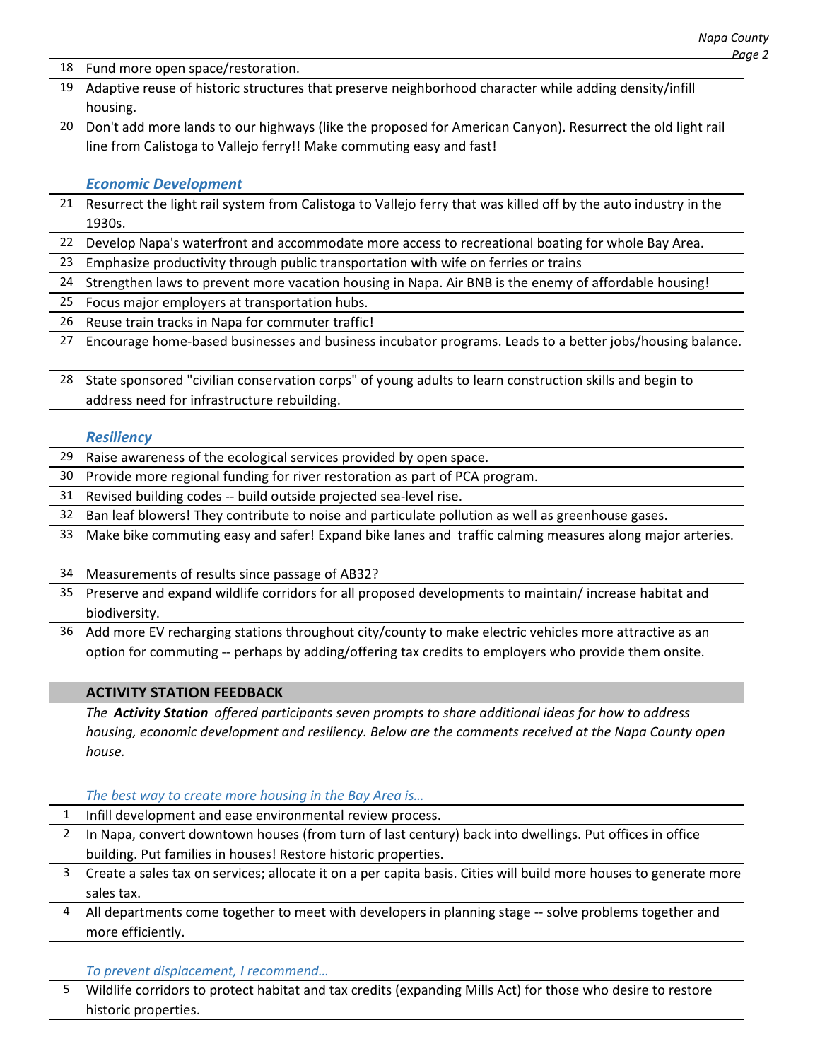18 Fund more open space/restoration.

19 Adaptive reuse of historic structures that preserve neighborhood character while adding density/infill housing.

20 Don't add more lands to our highways (like the proposed for American Canyon). Resurrect the old light rail line from Calistoga to Vallejo ferry!! Make commuting easy and fast!

### *Economic Development*

21 Resurrect the light rail system from Calistoga to Vallejo ferry that was killed off by the auto industry in the 1930s.

22 Develop Napa's waterfront and accommodate more access to recreational boating for whole Bay Area.

23 Emphasize productivity through public transportation with wife on ferries or trains

24 Strengthen laws to prevent more vacation housing in Napa. Air BNB is the enemy of affordable housing!

25 Focus major employers at transportation hubs.

26 Reuse train tracks in Napa for commuter traffic!

27 Encourage home-based businesses and business incubator programs. Leads to a better jobs/housing balance.

28 State sponsored "civilian conservation corps" of young adults to learn construction skills and begin to address need for infrastructure rebuilding.

### *Resiliency*

29 Raise awareness of the ecological services provided by open space.

30 Provide more regional funding for river restoration as part of PCA program.

31 Revised building codes -- build outside projected sea-level rise.

32 Ban leaf blowers! They contribute to noise and particulate pollution as well as greenhouse gases.

33 Make bike commuting easy and safer! Expand bike lanes and traffic calming measures along major arteries.

34 Measurements of results since passage of AB32?

35 Preserve and expand wildlife corridors for all proposed developments to maintain/ increase habitat and biodiversity.

36 Add more EV recharging stations throughout city/county to make electric vehicles more attractive as an option for commuting -- perhaps by adding/offering tax credits to employers who provide them onsite.

## ACTIVITY STATION FEEDBACK

*The **Activity Station** offered participants seven prompts to share additional ideas for how to address housing, economic development and resiliency. Below are the comments received at the Napa County open house.*

### *The best way to create more housing in the Bay Area is…*

1 Infill development and ease environmental review process.

2 In Napa, convert downtown houses (from turn of last century) back into dwellings. Put offices in office building. Put families in houses! Restore historic properties.

3 Create a sales tax on services; allocate it on a per capita basis. Cities will build more houses to generate more sales tax.

4 All departments come together to meet with developers in planning stage -- solve problems together and more efficiently.

### *To prevent displacement, I recommend…*

5 Wildlife corridors to protect habitat and tax credits (expanding Mills Act) for those who desire to restore historic properties.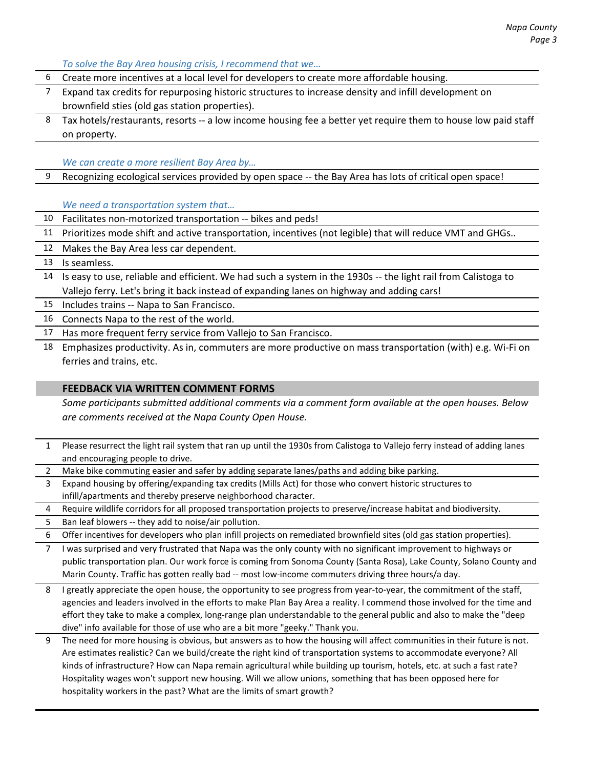*To solve the Bay Area housing crisis, I recommend that we…*

| | |
|---|---|
| 6 | Create more incentives at a local level for developers to create more affordable housing. |
| 7 | Expand tax credits for repurposing historic structures to increase density and infill development on brownfield sties (old gas station properties). |
| 8 | Tax hotels/restaurants, resorts -- a low income housing fee a better yet require them to house low paid staff on property. |

*We can create a more resilient Bay Area by…*

| | |
|---|---|
| 9 | Recognizing ecological services provided by open space -- the Bay Area has lots of critical open space! |

*We need a transportation system that…*

| | |
|---|---|
| 10 | Facilitates non-motorized transportation -- bikes and peds! |
| 11 | Prioritizes mode shift and active transportation, incentives (not legible) that will reduce VMT and GHGs.. |
| 12 | Makes the Bay Area less car dependent. |
| 13 | Is seamless. |
| 14 | Is easy to use, reliable and efficient. We had such a system in the 1930s -- the light rail from Calistoga to Vallejo ferry. Let's bring it back instead of expanding lanes on highway and adding cars! |
| 15 | Includes trains -- Napa to San Francisco. |
| 16 | Connects Napa to the rest of the world. |
| 17 | Has more frequent ferry service from Vallejo to San Francisco. |
| 18 | Emphasizes productivity. As in, commuters are more productive on mass transportation (with) e.g. Wi-Fi on ferries and trains, etc. |

## FEEDBACK VIA WRITTEN COMMENT FORMS

*Some participants submitted additional comments via a comment form available at the open houses. Below are comments received at the Napa County Open House.*

| | |
|---|---|
| 1 | Please resurrect the light rail system that ran up until the 1930s from Calistoga to Vallejo ferry instead of adding lanes and encouraging people to drive. |
| 2 | Make bike commuting easier and safer by adding separate lanes/paths and adding bike parking. |
| 3 | Expand housing by offering/expanding tax credits (Mills Act) for those who convert historic structures to infill/apartments and thereby preserve neighborhood character. |
| 4 | Require wildlife corridors for all proposed transportation projects to preserve/increase habitat and biodiversity. |
| 5 | Ban leaf blowers -- they add to noise/air pollution. |
| 6 | Offer incentives for developers who plan infill projects on remediated brownfield sites (old gas station properties). |
| 7 | I was surprised and very frustrated that Napa was the only county with no significant improvement to highways or public transportation plan. Our work force is coming from Sonoma County (Santa Rosa), Lake County, Solano County and Marin County. Traffic has gotten really bad -- most low-income commuters driving three hours/a day. |
| 8 | I greatly appreciate the open house, the opportunity to see progress from year-to-year, the commitment of the staff, agencies and leaders involved in the efforts to make Plan Bay Area a reality. I commend those involved for the time and effort they take to make a complex, long-range plan understandable to the general public and also to make the "deep dive" info available for those of use who are a bit more "geeky." Thank you. |
| 9 | The need for more housing is obvious, but answers as to how the housing will affect communities in their future is not. Are estimates realistic? Can we build/create the right kind of transportation systems to accommodate everyone? All kinds of infrastructure? How can Napa remain agricultural while building up tourism, hotels, etc. at such a fast rate? Hospitality wages won't support new housing. Will we allow unions, something that has been opposed here for hospitality workers in the past? What are the limits of smart growth? |